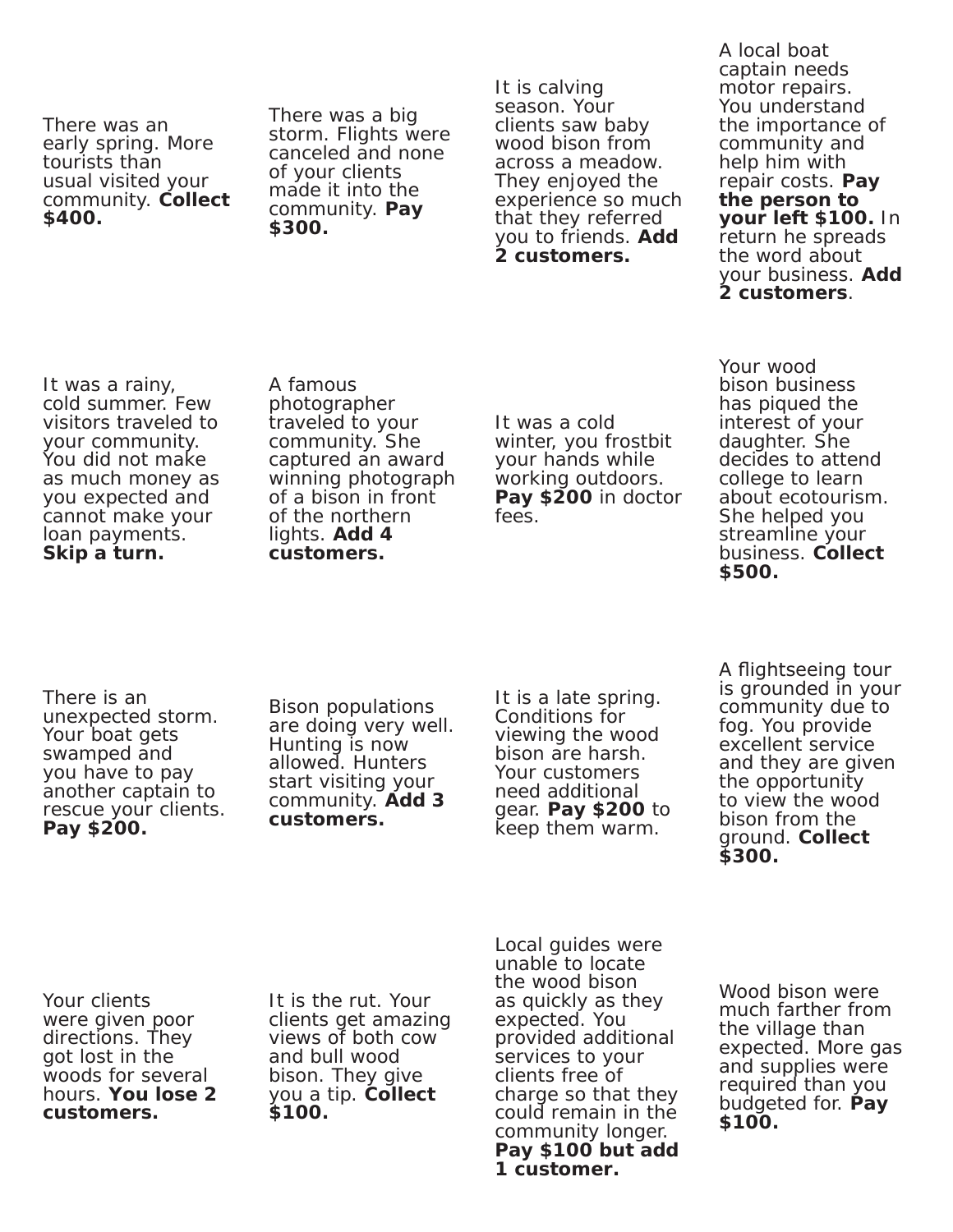There was an early spring. More tourists than usual visited your community. **Collect $400.**

There was a big storm. Flights were canceled and none of your clients made it into the community. **Pay $300.**

It is calving season. Your clients saw baby wood bison from across a meadow. They enjoyed the experience so much that they referred you to friends. **Add 2 customers.**

A local boat captain needs motor repairs. You understand the importance of community and help him with repair costs. **Pay the person to your left $100.** In return he spreads the word about your business. **Add 2 customers**.

It was a rainy, cold summer. Few visitors traveled to your community. You did not make as much money as you expected and cannot make your loan payments. **Skip a turn.**

A famous photographer traveled to your community. She captured an award winning photograph of a bison in front of the northern lights. **Add 4 customers.**

It was a cold winter, you frostbit your hands while working outdoors. **Pay $200** in doctor fees.

Your wood bison business has piqued the interest of your daughter. She decides to attend college to learn about ecotourism. She helped you streamline your business. **Collect $500.**

There is an unexpected storm. Your boat gets swamped and you have to pay another captain to rescue your clients. **Pay $200.**

Bison populations are doing very well. Hunting is now allowed. Hunters start visiting your community. **Add 3 customers.**

It is a late spring. Conditions for viewing the wood bison are harsh. Your customers need additional gear. **Pay $200** to keep them warm.

A flightseeing tour is grounded in your community due to fog. You provide excellent service and they are given the opportunity to view the wood bison from the ground. **Collect $300.**

Your clients were given poor directions. They got lost in the woods for several hours. **You lose 2 customers.**

It is the rut. Your clients get amazing views of both cow and bull wood bison. They give you a tip. **Collect $100.**

Local guides were unable to locate the wood bison as quickly as they expected. You provided additional services to your clients free of charge so that they could remain in the community longer. **Pay $100 but add 1 customer.**

Wood bison were much farther from the village than expected. More gas and supplies were required than you budgeted for. **Pay $100.**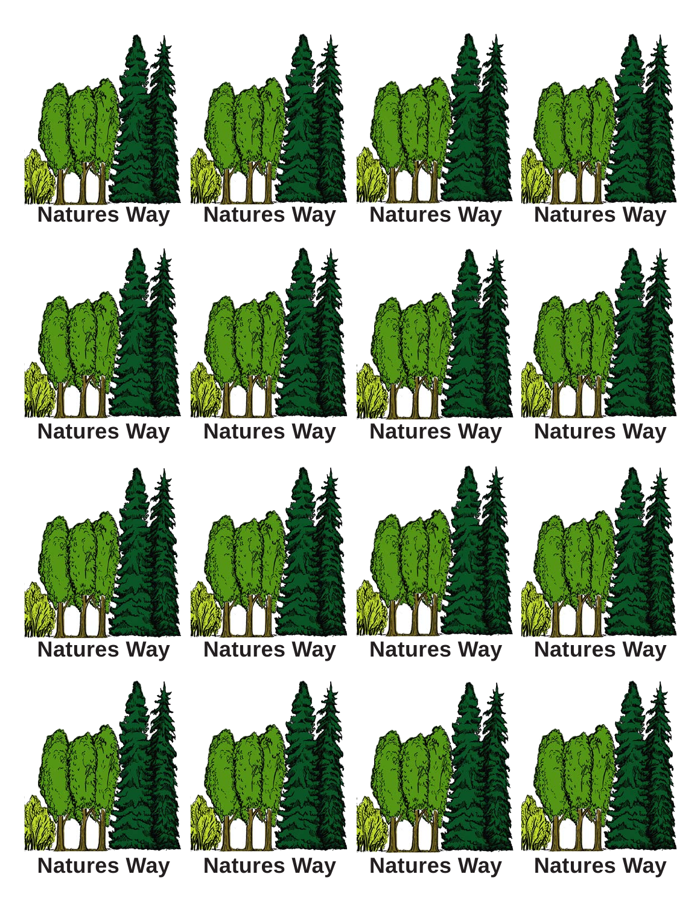Natures Way Natures Way Natures Way Natures Way

Natures Way Natures Way Natures Way Natures Way

Natures Way Natures Way Natures Way Natures Way

Natures Way Natures Way Natures Way Natures Way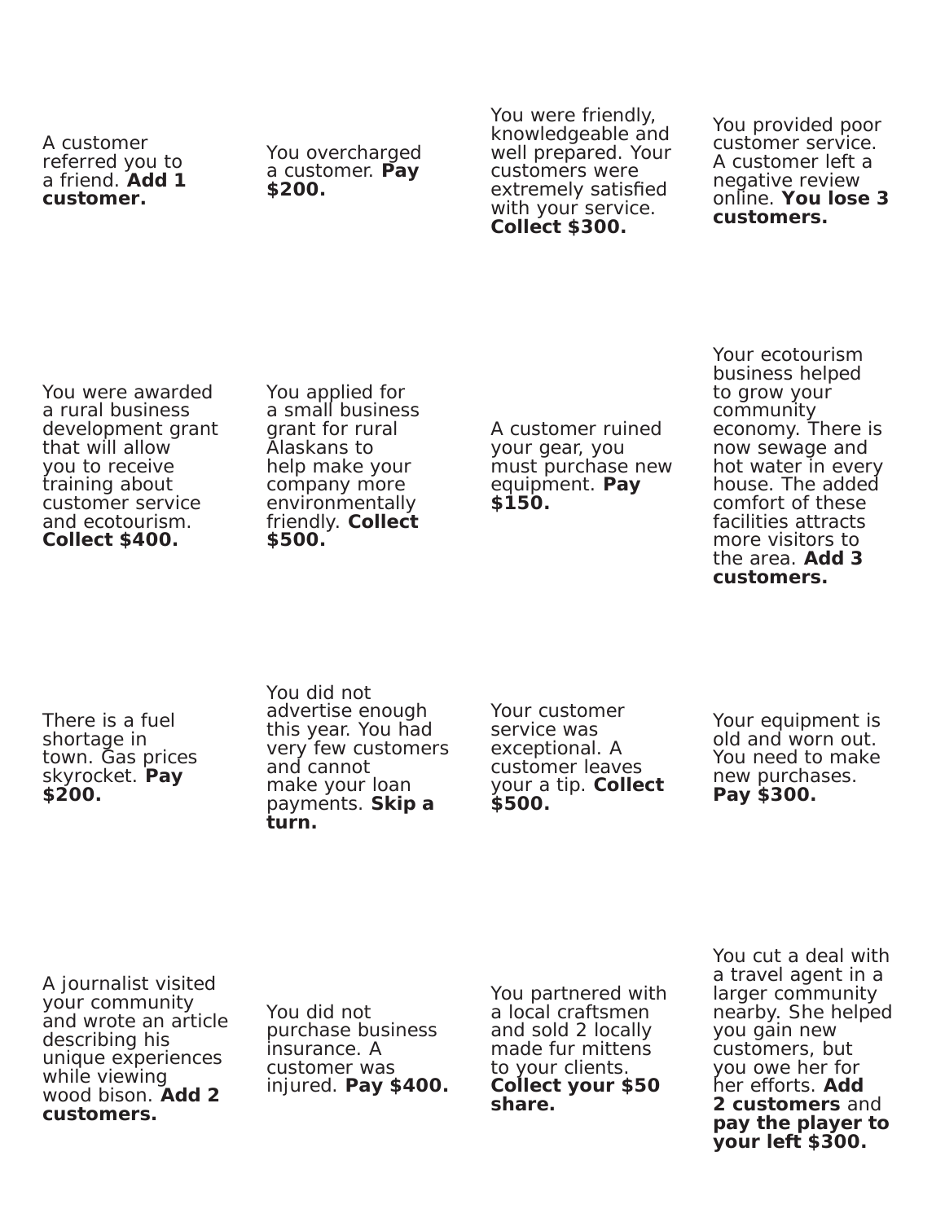A customer referred you to a friend. **Add 1 customer.**

You overcharged a customer. **Pay $200.**

You were friendly, knowledgeable and well prepared. Your customers were extremely satisfied with your service. **Collect $300.**

You provided poor customer service. A customer left a negative review online. **You lose 3 customers.**

You were awarded a rural business development grant that will allow you to receive training about customer service and ecotourism. **Collect $400.**

You applied for a small business grant for rural Alaskans to help make your company more environmentally friendly. **Collect $500.**

A customer ruined your gear, you must purchase new equipment. **Pay $150.**

Your ecotourism business helped to grow your community economy. There is now sewage and hot water in every house. The added comfort of these facilities attracts more visitors to the area. **Add 3 customers.**

There is a fuel shortage in town. Gas prices skyrocket. **Pay $200.**

You did not advertise enough this year. You had very few customers and cannot make your loan payments. **Skip a turn.**

Your customer service was exceptional. A customer leaves your a tip. **Collect $500.**

Your equipment is old and worn out. You need to make new purchases. **Pay $300.**

A journalist visited your community and wrote an article describing his unique experiences while viewing wood bison. **Add 2 customers.**

You did not purchase business insurance. A customer was injured. **Pay $400.**

You partnered with a local craftsmen and sold 2 locally made fur mittens to your clients. **Collect your $50 share.**

You cut a deal with a travel agent in a larger community nearby. She helped you gain new customers, but you owe her for her efforts. **Add 2 customers** and **pay the player to your left $300.**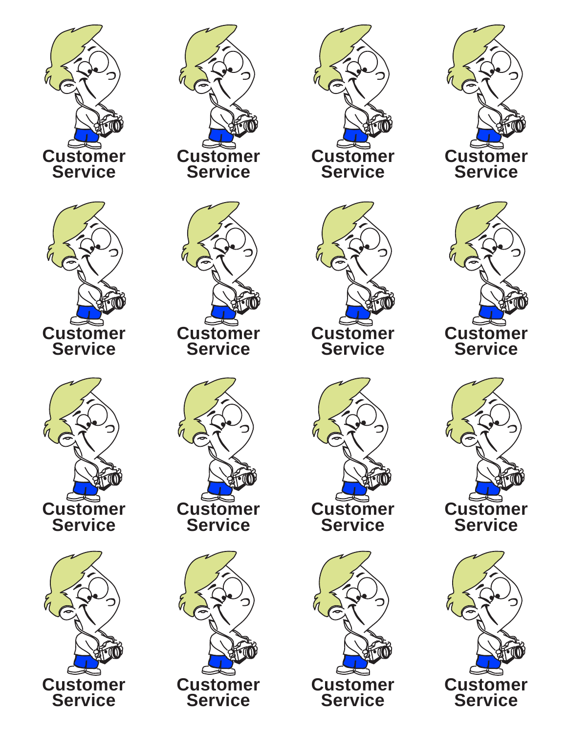Customer Service

Customer Service

Customer Service

Customer Service

Customer Service

Customer Service

Customer Service

Customer Service

Customer Service

Customer Service

Customer Service

Customer Service

Customer Service

Customer Service

Customer Service

Customer Service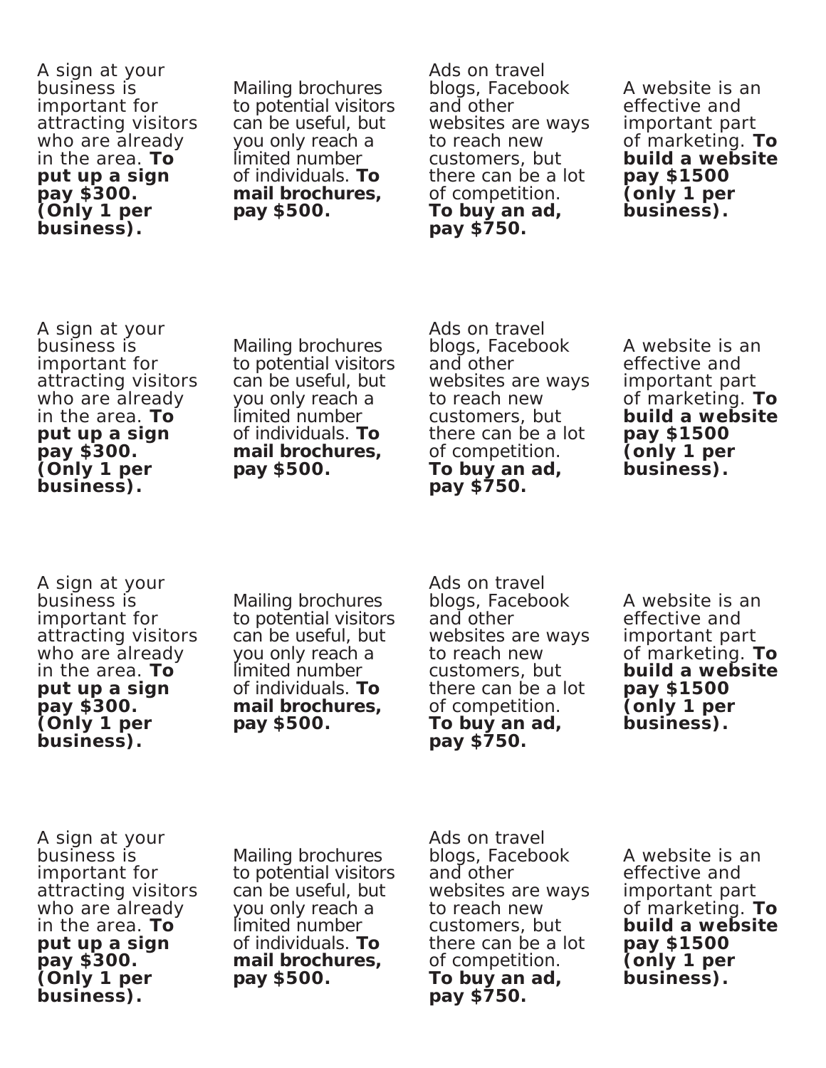A sign at your business is important for attracting visitors who are already in the area. **To put up a sign pay $300. (Only 1 per business).**

Mailing brochures to potential visitors can be useful, but you only reach a limited number of individuals. **To mail brochures, pay $500.**

Ads on travel blogs, Facebook and other websites are ways to reach new customers, but there can be a lot of competition. **To buy an ad, pay $750.**

A website is an effective and important part of marketing. **To build a website pay $1500 (only 1 per business).**

A sign at your business is important for attracting visitors who are already in the area. **To put up a sign pay $300. (Only 1 per business).**

Mailing brochures to potential visitors can be useful, but you only reach a limited number of individuals. **To mail brochures, pay $500.**

Ads on travel blogs, Facebook and other websites are ways to reach new customers, but there can be a lot of competition. **To buy an ad, pay $750.**

A website is an effective and important part of marketing. **To build a website pay $1500 (only 1 per business).**

A sign at your business is important for attracting visitors who are already in the area. **To put up a sign pay $300. (Only 1 per business).**

Mailing brochures to potential visitors can be useful, but you only reach a limited number of individuals. **To mail brochures, pay $500.**

Ads on travel blogs, Facebook and other websites are ways to reach new customers, but there can be a lot of competition. **To buy an ad, pay $750.**

A website is an effective and important part of marketing. **To build a website pay $1500 (only 1 per business).**

A sign at your business is important for attracting visitors who are already in the area. **To put up a sign pay $300. (Only 1 per business).**

Mailing brochures to potential visitors can be useful, but you only reach a limited number of individuals. **To mail brochures, pay $500.**

Ads on travel blogs, Facebook and other websites are ways to reach new customers, but there can be a lot of competition. **To buy an ad, pay $750.**

A website is an effective and important part of marketing. **To build a website pay $1500 (only 1 per business).**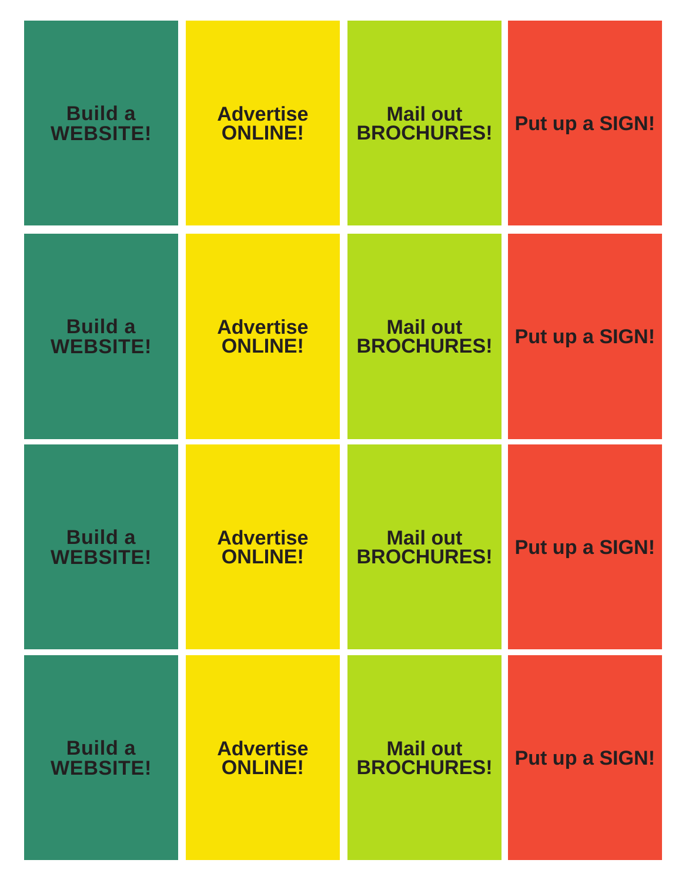| | | | |
|---|---|---|---|
| Build a WEBSITE! | Advertise ONLINE! | Mail out BROCHURES! | Put up a SIGN! |
| Build a WEBSITE! | Advertise ONLINE! | Mail out BROCHURES! | Put up a SIGN! |
| Build a WEBSITE! | Advertise ONLINE! | Mail out BROCHURES! | Put up a SIGN! |
| Build a WEBSITE! | Advertise ONLINE! | Mail out BROCHURES! | Put up a SIGN! |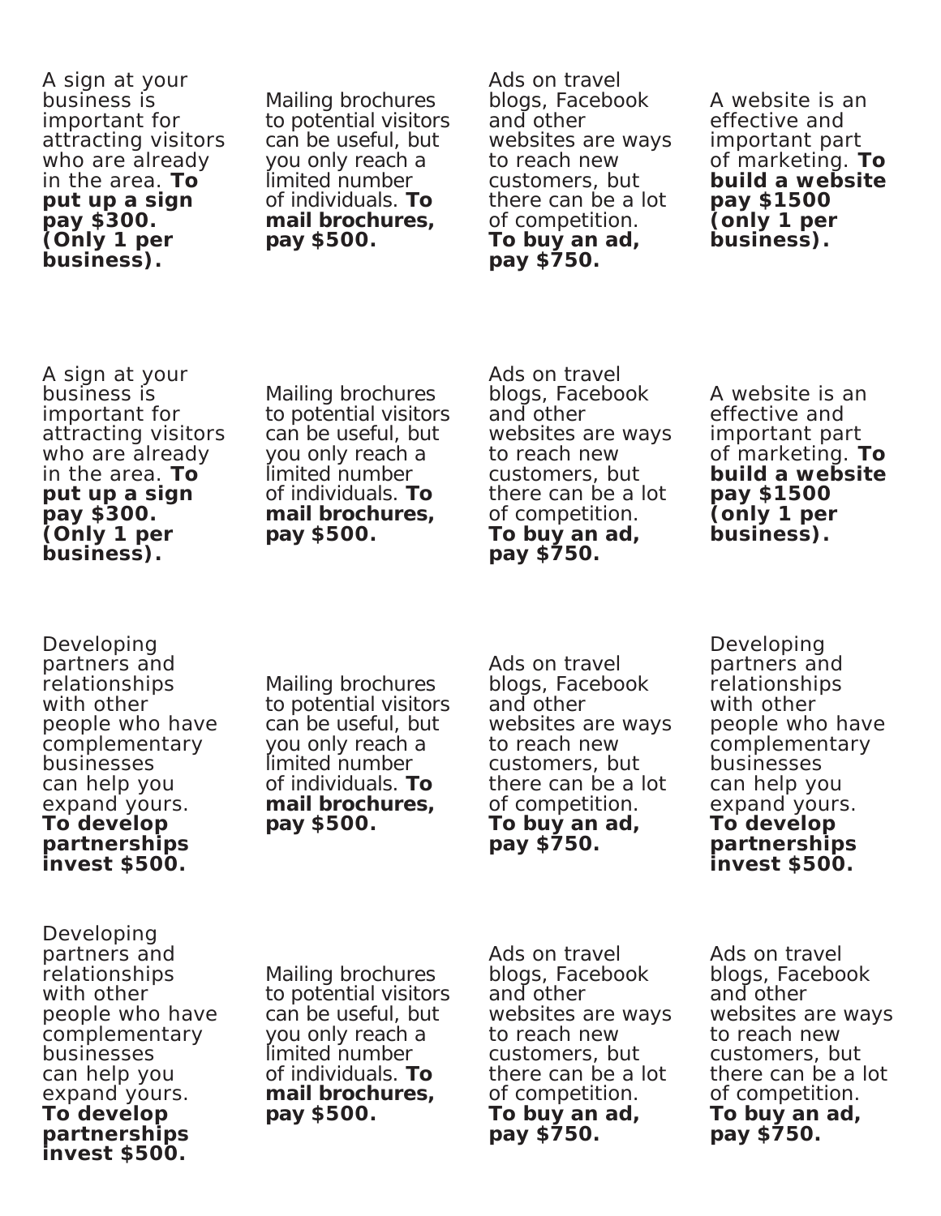A sign at your business is important for attracting visitors who are already in the area. **To put up a sign pay $300. (Only 1 per business).**

Mailing brochures to potential visitors can be useful, but you only reach a limited number of individuals. **To mail brochures, pay $500.**

Ads on travel blogs, Facebook and other websites are ways to reach new customers, but there can be a lot of competition. **To buy an ad, pay $750.**

A website is an effective and important part of marketing. **To build a website pay $1500 (only 1 per business).**

A sign at your business is important for attracting visitors who are already in the area. **To put up a sign pay $300. (Only 1 per business).**

Mailing brochures to potential visitors can be useful, but you only reach a limited number of individuals. **To mail brochures, pay $500.**

Ads on travel blogs, Facebook and other websites are ways to reach new customers, but there can be a lot of competition. **To buy an ad, pay $750.**

A website is an effective and important part of marketing. **To build a website pay $1500 (only 1 per business).**

Developing partners and relationships with other people who have complementary businesses can help you expand yours. **To develop partnerships invest $500.**

Mailing brochures to potential visitors can be useful, but you only reach a limited number of individuals. **To mail brochures, pay $500.**

Ads on travel blogs, Facebook and other websites are ways to reach new customers, but there can be a lot of competition. **To buy an ad, pay $750.**

Developing partners and relationships with other people who have complementary businesses can help you expand yours. **To develop partnerships invest $500.**

Developing partners and relationships with other people who have complementary businesses can help you expand yours. **To develop partnerships invest $500.**

Mailing brochures to potential visitors can be useful, but you only reach a limited number of individuals. **To mail brochures, pay $500.**

Ads on travel blogs, Facebook and other websites are ways to reach new customers, but there can be a lot of competition. **To buy an ad, pay $750.**

Ads on travel blogs, Facebook and other websites are ways to reach new customers, but there can be a lot of competition. **To buy an ad, pay $750.**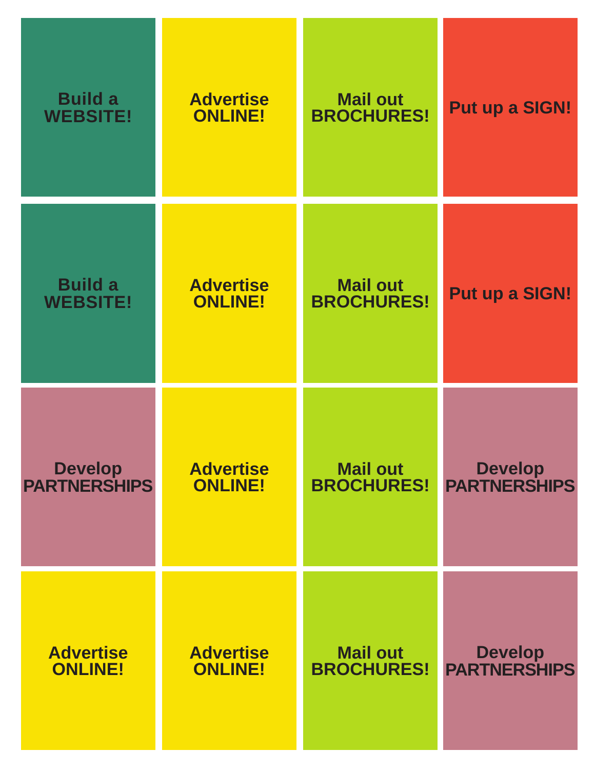| | | | |
|---|---|---|---|
| Build a WEBSITE! | Advertise ONLINE! | Mail out BROCHURES! | Put up a SIGN! |
| Build a WEBSITE! | Advertise ONLINE! | Mail out BROCHURES! | Put up a SIGN! |
| Develop PARTNERSHIPS | Advertise ONLINE! | Mail out BROCHURES! | Develop PARTNERSHIPS |
| Advertise ONLINE! | Advertise ONLINE! | Mail out BROCHURES! | Develop PARTNERSHIPS |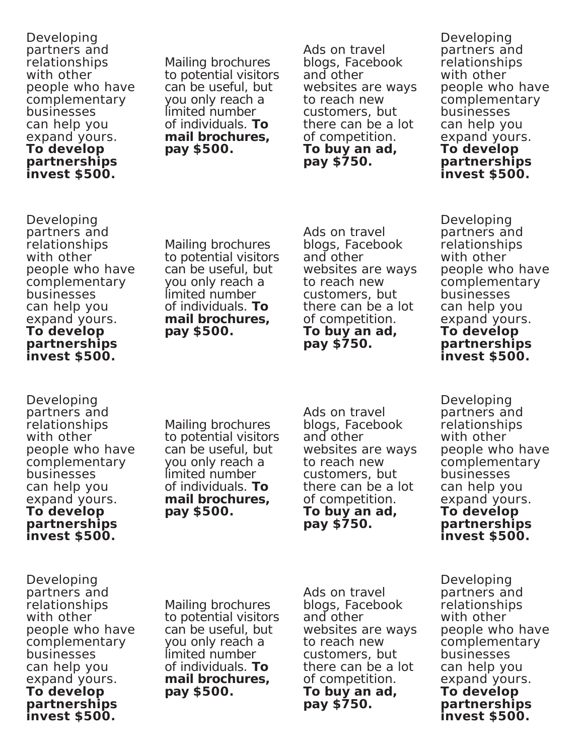Developing partners and relationships with other people who have complementary businesses can help you expand yours. **To develop partnerships invest $500.**

Mailing brochures to potential visitors can be useful, but you only reach a limited number of individuals. **To mail brochures, pay $500.**

Ads on travel blogs, Facebook and other websites are ways to reach new customers, but there can be a lot of competition. **To buy an ad, pay $750.**

Developing partners and relationships with other people who have complementary businesses can help you expand yours. **To develop partnerships invest $500.**

Developing partners and relationships with other people who have complementary businesses can help you expand yours. **To develop partnerships invest $500.**

Mailing brochures to potential visitors can be useful, but you only reach a limited number of individuals. **To mail brochures, pay $500.**

Ads on travel blogs, Facebook and other websites are ways to reach new customers, but there can be a lot of competition. **To buy an ad, pay $750.**

Developing partners and relationships with other people who have complementary businesses can help you expand yours. **To develop partnerships invest $500.**

Developing partners and relationships with other people who have complementary businesses can help you expand yours. **To develop partnerships invest $500.**

Mailing brochures to potential visitors can be useful, but you only reach a limited number of individuals. **To mail brochures, pay $500.**

Ads on travel blogs, Facebook and other websites are ways to reach new customers, but there can be a lot of competition. **To buy an ad, pay $750.**

Developing partners and relationships with other people who have complementary businesses can help you expand yours. **To develop partnerships invest $500.**

Developing partners and relationships with other people who have complementary businesses can help you expand yours. **To develop partnerships invest $500.**

Mailing brochures to potential visitors can be useful, but you only reach a limited number of individuals. **To mail brochures, pay $500.**

Ads on travel blogs, Facebook and other websites are ways to reach new customers, but there can be a lot of competition. **To buy an ad, pay $750.**

Developing partners and relationships with other people who have complementary businesses can help you expand yours. **To develop partnerships invest $500.**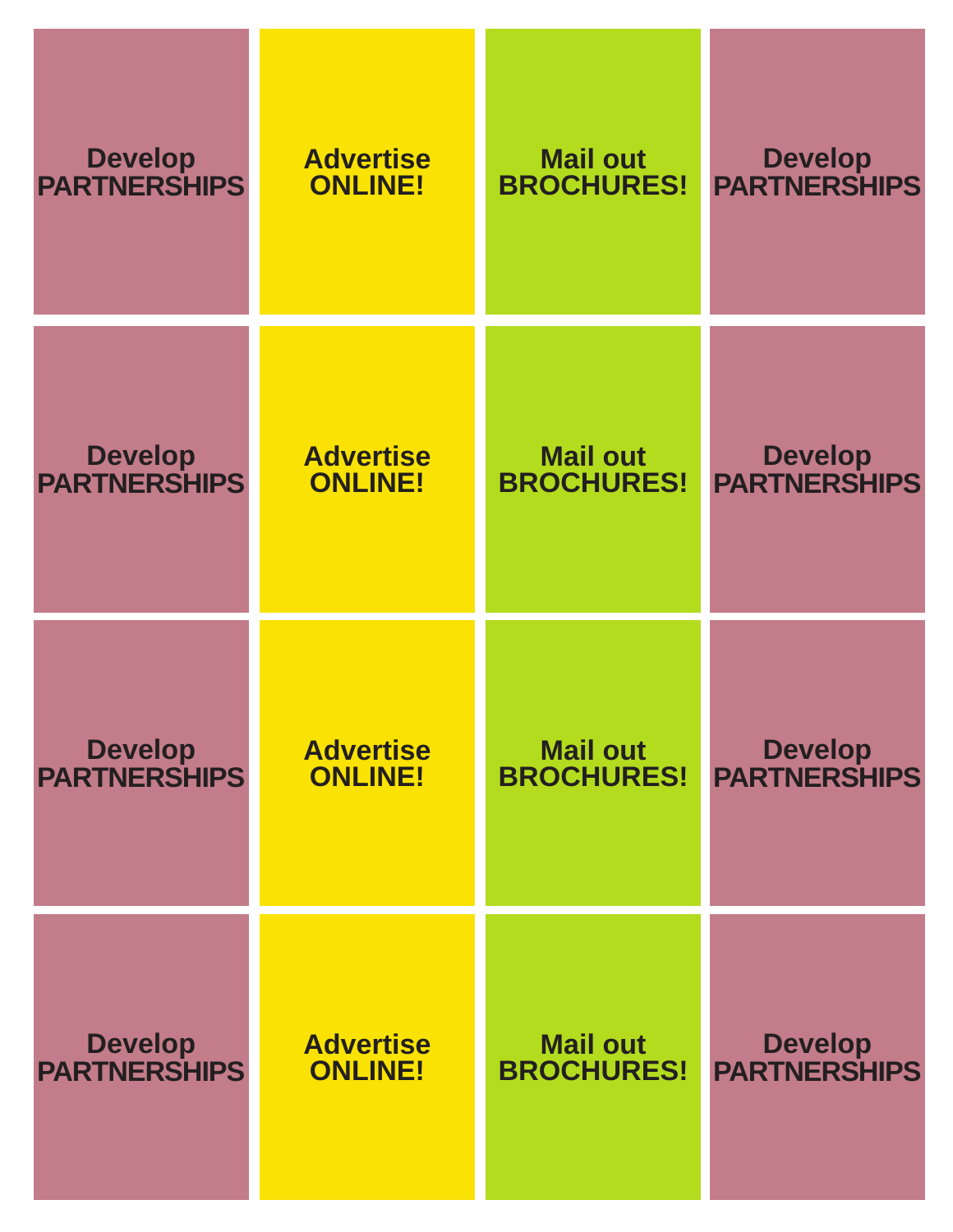| | | | |
|---|---|---|---|
| Develop PARTNERSHIPS | Advertise ONLINE! | Mail out BROCHURES! | Develop PARTNERSHIPS |
| Develop PARTNERSHIPS | Advertise ONLINE! | Mail out BROCHURES! | Develop PARTNERSHIPS |
| Develop PARTNERSHIPS | Advertise ONLINE! | Mail out BROCHURES! | Develop PARTNERSHIPS |
| Develop PARTNERSHIPS | Advertise ONLINE! | Mail out BROCHURES! | Develop PARTNERSHIPS |